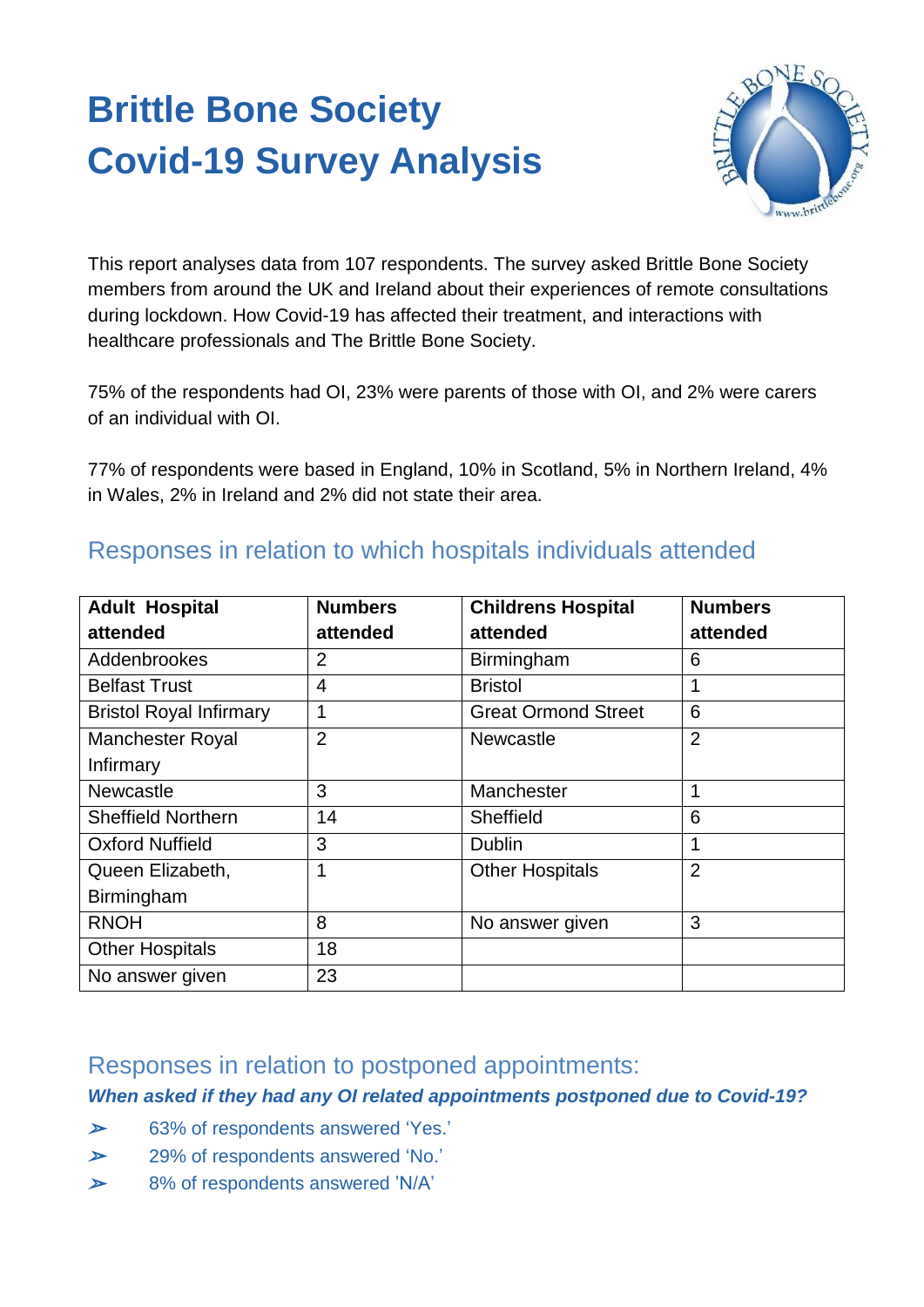# Brittle Bone Society
# Covid-19 Survey Analysis

This report analyses data from 107 respondents. The survey asked Brittle Bone Society members from around the UK and Ireland about their experiences of remote consultations during lockdown. How Covid-19 has affected their treatment, and interactions with healthcare professionals and The Brittle Bone Society.

75% of the respondents had OI, 23% were parents of those with OI, and 2% were carers of an individual with OI.

77% of respondents were based in England, 10% in Scotland, 5% in Northern Ireland, 4% in Wales, 2% in Ireland and 2% did not state their area.

## Responses in relation to which hospitals individuals attended

| Adult Hospital attended | Numbers attended | Childrens Hospital attended | Numbers attended |
|---|---|---|---|
| Addenbrookes | 2 | Birmingham | 6 |
| Belfast Trust | 4 | Bristol | 1 |
| Bristol Royal Infirmary | 1 | Great Ormond Street | 6 |
| Manchester Royal Infirmary | 2 | Newcastle | 2 |
| Newcastle | 3 | Manchester | 1 |
| Sheffield Northern | 14 | Sheffield | 6 |
| Oxford Nuffield | 3 | Dublin | 1 |
| Queen Elizabeth, Birmingham | 1 | Other Hospitals | 2 |
| RNOH | 8 | No answer given | 3 |
| Other Hospitals | 18 | | |
| No answer given | 23 | | |

## Responses in relation to postponed appointments:

***When asked if they had any OI related appointments postponed due to Covid-19?***

- 63% of respondents answered 'Yes.'
- 29% of respondents answered 'No.'
- 8% of respondents answered 'N/A'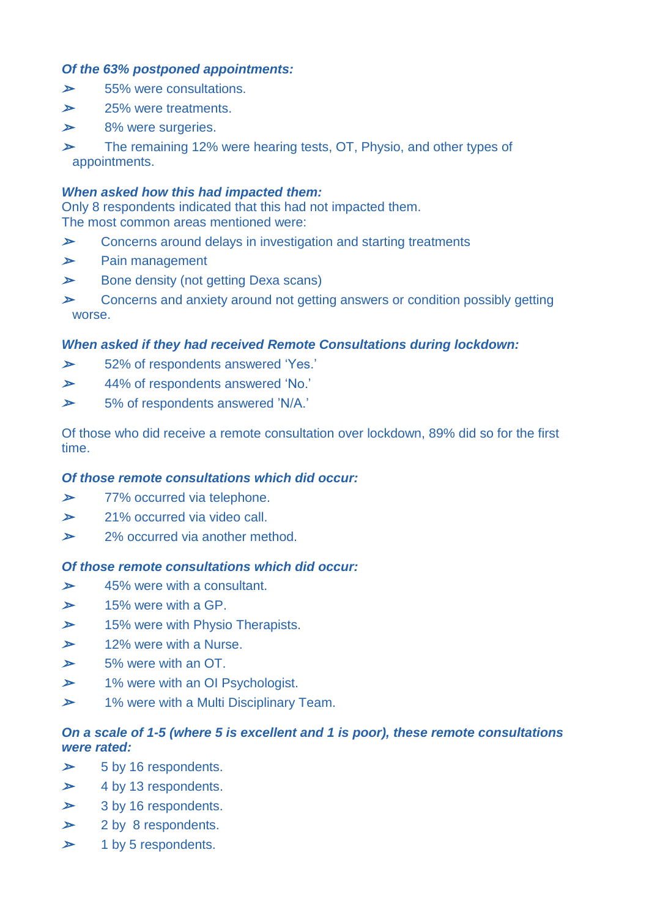***Of the 63% postponed appointments:***

- 55% were consultations.
- 25% were treatments.
- 8% were surgeries.
- The remaining 12% were hearing tests, OT, Physio, and other types of appointments.

***When asked how this had impacted them:***

Only 8 respondents indicated that this had not impacted them.
The most common areas mentioned were:

- Concerns around delays in investigation and starting treatments
- Pain management
- Bone density (not getting Dexa scans)
- Concerns and anxiety around not getting answers or condition possibly getting worse.

***When asked if they had received Remote Consultations during lockdown:***

- 52% of respondents answered 'Yes.'
- 44% of respondents answered 'No.'
- 5% of respondents answered 'N/A.'

Of those who did receive a remote consultation over lockdown, 89% did so for the first time.

***Of those remote consultations which did occur:***

- 77% occurred via telephone.
- 21% occurred via video call.
- 2% occurred via another method.

***Of those remote consultations which did occur:***

- 45% were with a consultant.
- 15% were with a GP.
- 15% were with Physio Therapists.
- 12% were with a Nurse.
- 5% were with an OT.
- 1% were with an OI Psychologist.
- 1% were with a Multi Disciplinary Team.

***On a scale of 1-5 (where 5 is excellent and 1 is poor), these remote consultations were rated:***

- 5 by 16 respondents.
- 4 by 13 respondents.
- 3 by 16 respondents.
- 2 by 8 respondents.
- 1 by 5 respondents.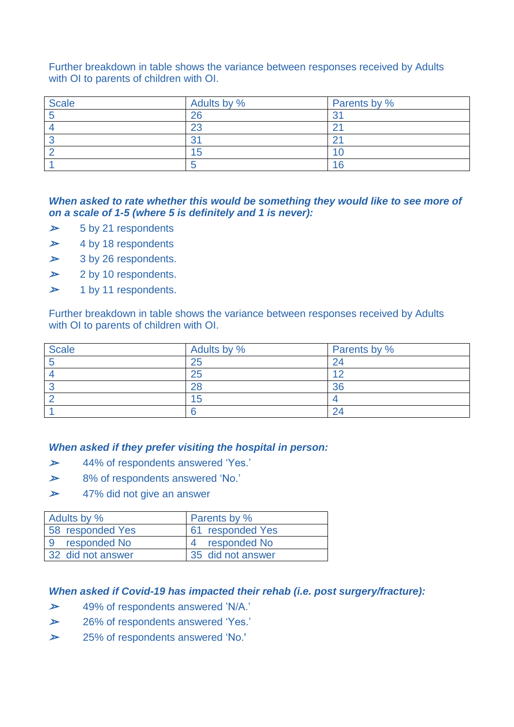Further breakdown in table shows the variance between responses received by Adults with OI to parents of children with OI.

| Scale | Adults by % | Parents by % |
|---|---|---|
| 5 | 26 | 31 |
| 4 | 23 | 21 |
| 3 | 31 | 21 |
| 2 | 15 | 10 |
| 1 | 5 | 16 |

***When asked to rate whether this would be something they would like to see more of on a scale of 1-5 (where 5 is definitely and 1 is never):***

- ➢ 5 by 21 respondents
- ➢ 4 by 18 respondents
- ➢ 3 by 26 respondents.
- ➢ 2 by 10 respondents.
- ➢ 1 by 11 respondents.

Further breakdown in table shows the variance between responses received by Adults with OI to parents of children with OI.

| Scale | Adults by % | Parents by % |
|---|---|---|
| 5 | 25 | 24 |
| 4 | 25 | 12 |
| 3 | 28 | 36 |
| 2 | 15 | 4 |
| 1 | 6 | 24 |

***When asked if they prefer visiting the hospital in person:***

- ➢ 44% of respondents answered 'Yes.'
- ➢ 8% of respondents answered 'No.'
- ➢ 47% did not give an answer

| Adults by % | Parents by % |
|---|---|
| 58 responded Yes | 61 responded Yes |
| 9 responded No | 4 responded No |
| 32 did not answer | 35 did not answer |

***When asked if Covid-19 has impacted their rehab (i.e. post surgery/fracture):***

- ➢ 49% of respondents answered 'N/A.'
- ➢ 26% of respondents answered 'Yes.'
- ➢ 25% of respondents answered 'No.'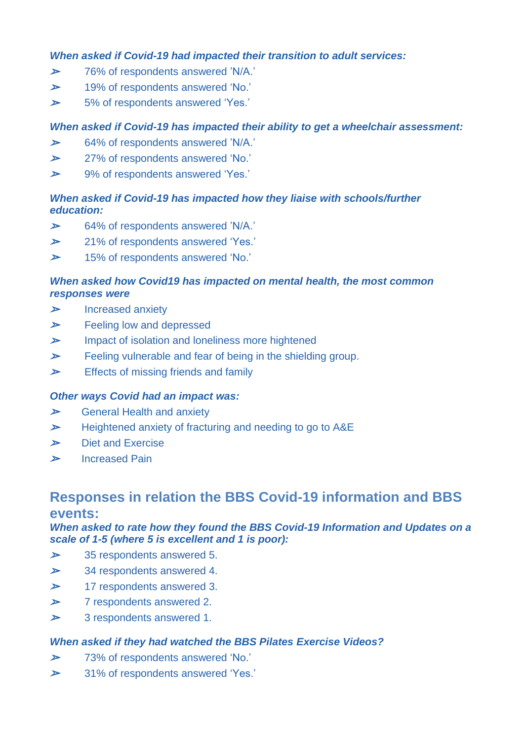***When asked if Covid-19 had impacted their transition to adult services:***

- 76% of respondents answered 'N/A.'
- 19% of respondents answered 'No.'
- 5% of respondents answered 'Yes.'

***When asked if Covid-19 has impacted their ability to get a wheelchair assessment:***

- 64% of respondents answered 'N/A.'
- 27% of respondents answered 'No.'
- 9% of respondents answered 'Yes.'

***When asked if Covid-19 has impacted how they liaise with schools/further education:***

- 64% of respondents answered 'N/A.'
- 21% of respondents answered 'Yes.'
- 15% of respondents answered 'No.'

***When asked how Covid19 has impacted on mental health, the most common responses were***

- Increased anxiety
- Feeling low and depressed
- Impact of isolation and loneliness more hightened
- Feeling vulnerable and fear of being in the shielding group.
- Effects of missing friends and family

***Other ways Covid had an impact was:***

- General Health and anxiety
- Heightened anxiety of fracturing and needing to go to A&E
- Diet and Exercise
- Increased Pain

## Responses in relation the BBS Covid-19 information and BBS events:

***When asked to rate how they found the BBS Covid-19 Information and Updates on a scale of 1-5 (where 5 is excellent and 1 is poor):***

- 35 respondents answered 5.
- 34 respondents answered 4.
- 17 respondents answered 3.
- 7 respondents answered 2.
- 3 respondents answered 1.

***When asked if they had watched the BBS Pilates Exercise Videos?***

- 73% of respondents answered 'No.'
- 31% of respondents answered 'Yes.'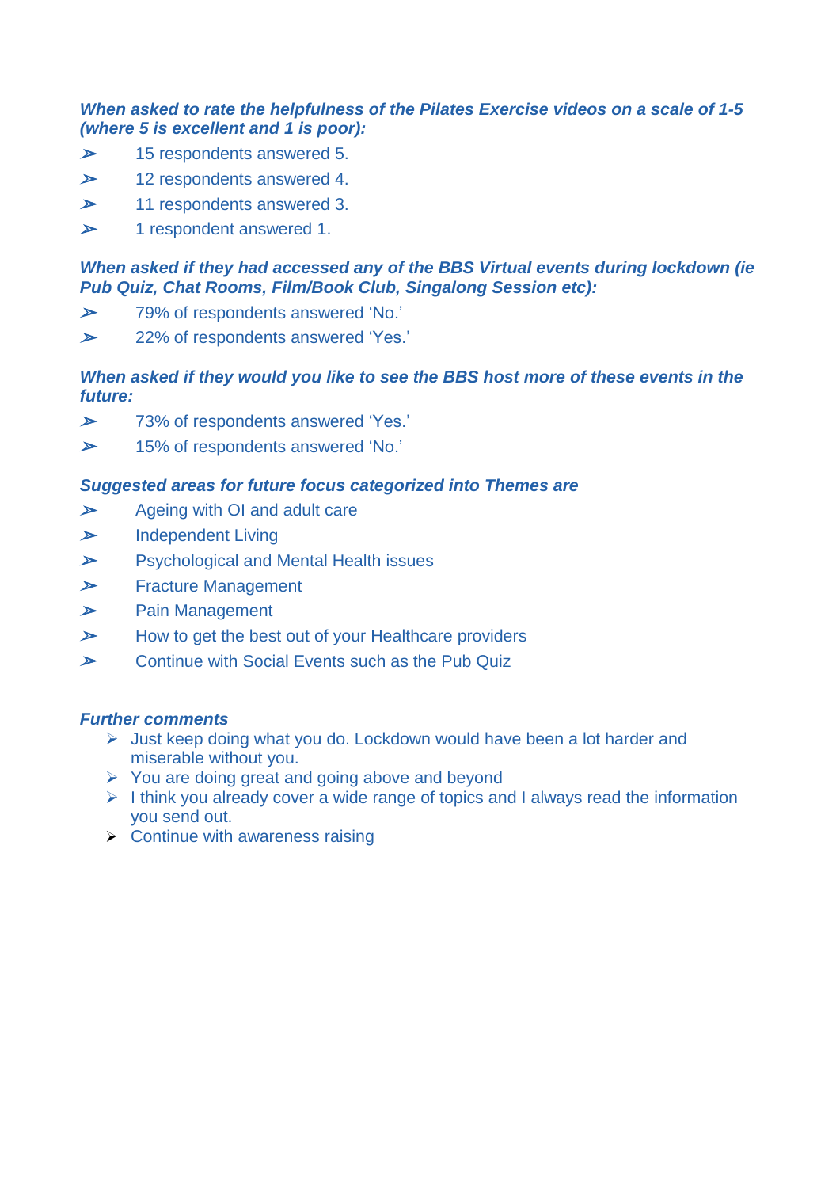***When asked to rate the helpfulness of the Pilates Exercise videos on a scale of 1-5 (where 5 is excellent and 1 is poor):***

- 15 respondents answered 5.
- 12 respondents answered 4.
- 11 respondents answered 3.
- 1 respondent answered 1.

***When asked if they had accessed any of the BBS Virtual events during lockdown (ie Pub Quiz, Chat Rooms, Film/Book Club, Singalong Session etc):***

- 79% of respondents answered 'No.'
- 22% of respondents answered 'Yes.'

***When asked if they would you like to see the BBS host more of these events in the future:***

- 73% of respondents answered 'Yes.'
- 15% of respondents answered 'No.'

***Suggested areas for future focus categorized into Themes are***

- Ageing with OI and adult care
- Independent Living
- Psychological and Mental Health issues
- Fracture Management
- Pain Management
- How to get the best out of your Healthcare providers
- Continue with Social Events such as the Pub Quiz

***Further comments***

- Just keep doing what you do. Lockdown would have been a lot harder and miserable without you.
- You are doing great and going above and beyond
- I think you already cover a wide range of topics and I always read the information you send out.
- Continue with awareness raising